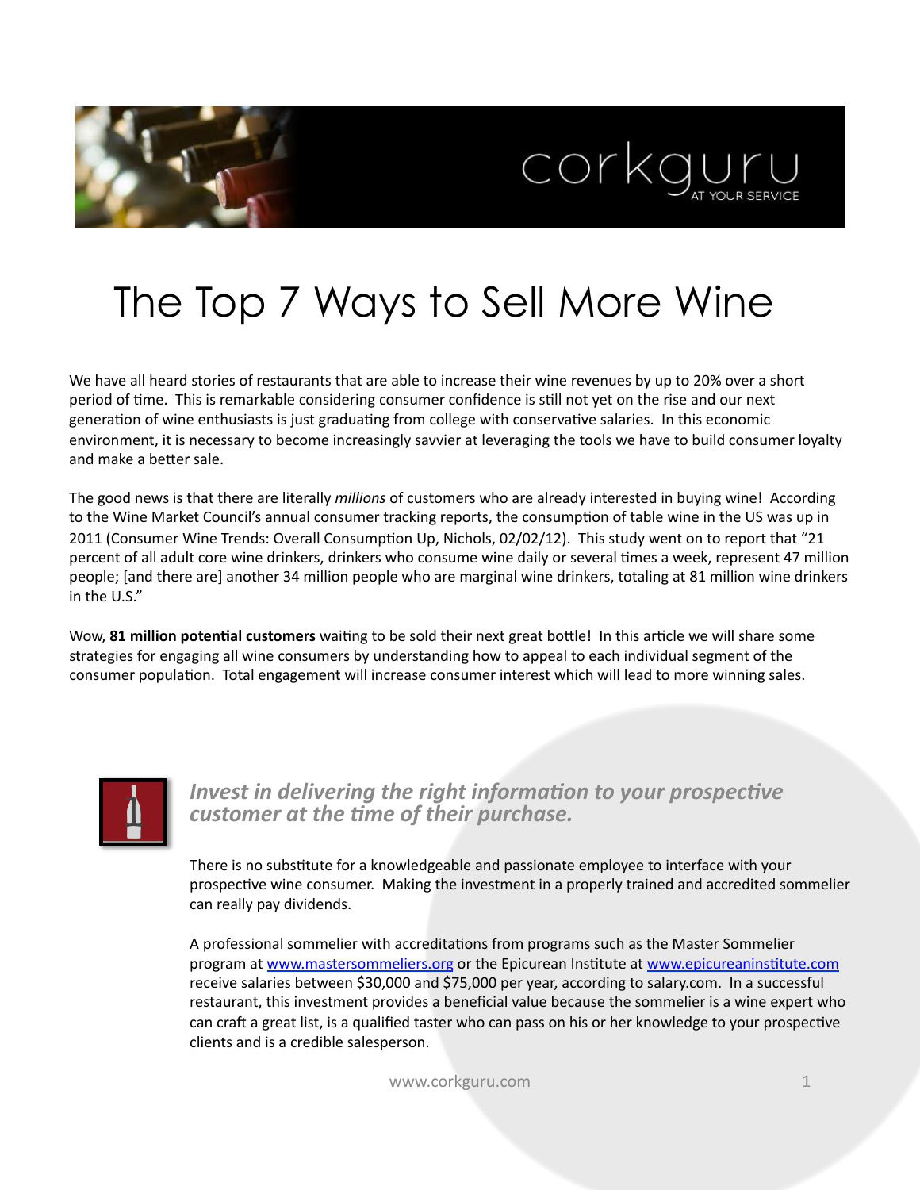corkguru

AT YOUR SERVICE

# The Top 7 Ways to Sell More Wine

We have all heard stories of restaurants that are able to increase their wine revenues by up to 20% over a short period of time. This is remarkable considering consumer confidence is still not yet on the rise and our next generation of wine enthusiasts is just graduating from college with conservative salaries. In this economic environment, it is necessary to become increasingly savvier at leveraging the tools we have to build consumer loyalty and make a better sale.

The good news is that there are literally *millions* of customers who are already interested in buying wine! According to the Wine Market Council's annual consumer tracking reports, the consumption of table wine in the US was up in 2011 (Consumer Wine Trends: Overall Consumption Up, Nichols, 02/02/12). This study went on to report that "21 percent of all adult core wine drinkers, drinkers who consume wine daily or several times a week, represent 47 million people; [and there are] another 34 million people who are marginal wine drinkers, totaling at 81 million wine drinkers in the U.S."

Wow, **81 million potential customers** waiting to be sold their next great bottle! In this article we will share some strategies for engaging all wine consumers by understanding how to appeal to each individual segment of the consumer population. Total engagement will increase consumer interest which will lead to more winning sales.

## *Invest in delivering the right information to your prospective customer at the time of their purchase.*

There is no substitute for a knowledgeable and passionate employee to interface with your prospective wine consumer. Making the investment in a properly trained and accredited sommelier can really pay dividends.

A professional sommelier with accreditations from programs such as the Master Sommelier program at www.mastersommeliers.org or the Epicurean Institute at www.epicureaninstitute.com receive salaries between $30,000 and $75,000 per year, according to salary.com. In a successful restaurant, this investment provides a beneficial value because the sommelier is a wine expert who can craft a great list, is a qualified taster who can pass on his or her knowledge to your prospective clients and is a credible salesperson.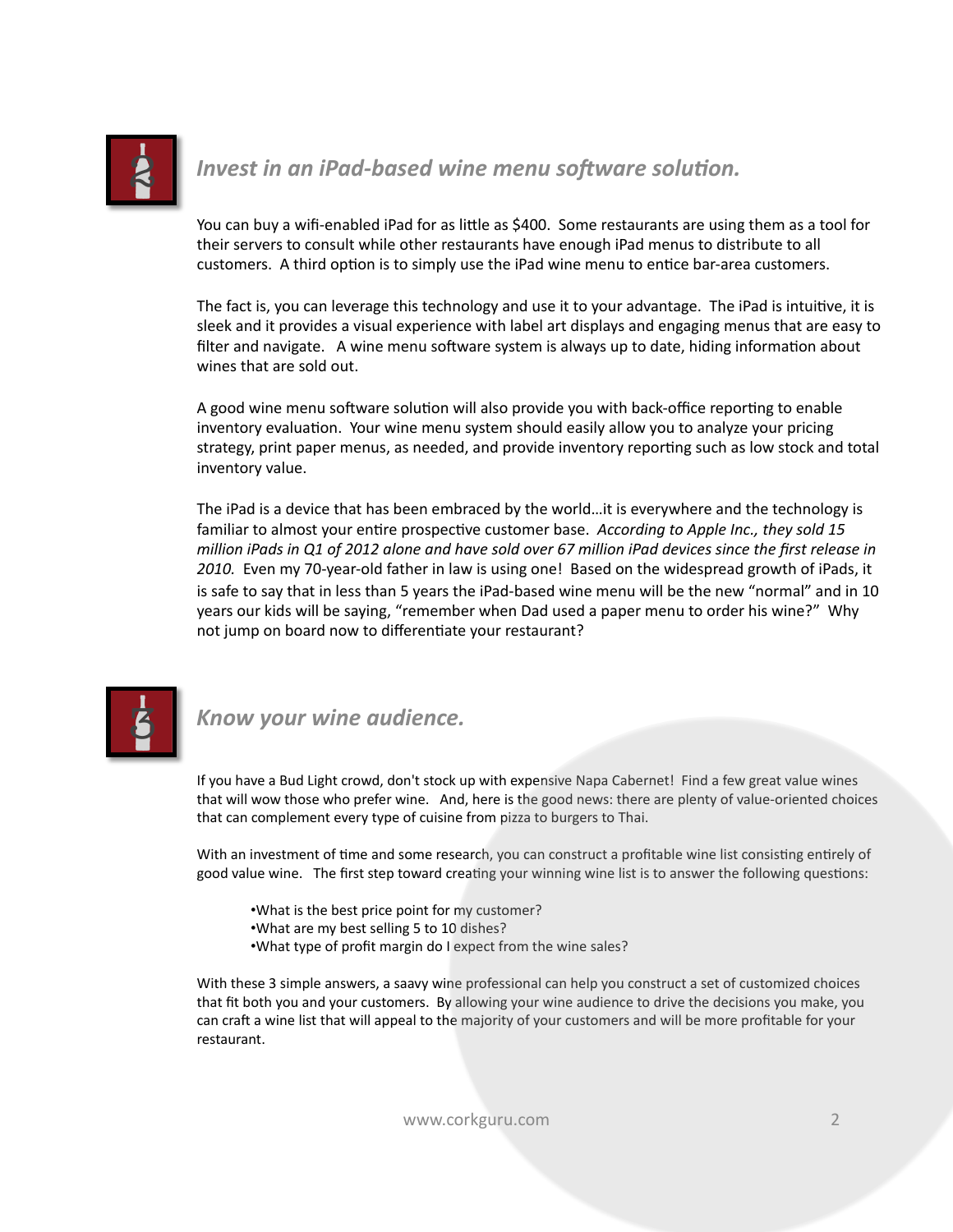## *Invest in an iPad-based wine menu software solution.*

You can buy a wifi-enabled iPad for as little as $400. Some restaurants are using them as a tool for their servers to consult while other restaurants have enough iPad menus to distribute to all customers. A third option is to simply use the iPad wine menu to entice bar-area customers.

The fact is, you can leverage this technology and use it to your advantage. The iPad is intuitive, it is sleek and it provides a visual experience with label art displays and engaging menus that are easy to filter and navigate. A wine menu software system is always up to date, hiding information about wines that are sold out.

A good wine menu software solution will also provide you with back-office reporting to enable inventory evaluation. Your wine menu system should easily allow you to analyze your pricing strategy, print paper menus, as needed, and provide inventory reporting such as low stock and total inventory value.

The iPad is a device that has been embraced by the world…it is everywhere and the technology is familiar to almost your entire prospective customer base. *According to Apple Inc., they sold 15 million iPads in Q1 of 2012 alone and have sold over 67 million iPad devices since the first release in 2010.* Even my 70-year-old father in law is using one! Based on the widespread growth of iPads, it is safe to say that in less than 5 years the iPad-based wine menu will be the new "normal" and in 10 years our kids will be saying, "remember when Dad used a paper menu to order his wine?" Why not jump on board now to differentiate your restaurant?

## *Know your wine audience.*

If you have a Bud Light crowd, don't stock up with expensive Napa Cabernet! Find a few great value wines that will wow those who prefer wine. And, here is the good news: there are plenty of value-oriented choices that can complement every type of cuisine from pizza to burgers to Thai.

With an investment of time and some research, you can construct a profitable wine list consisting entirely of good value wine. The first step toward creating your winning wine list is to answer the following questions:

- What is the best price point for my customer?
- What are my best selling 5 to 10 dishes?
- What type of profit margin do I expect from the wine sales?

With these 3 simple answers, a saavy wine professional can help you construct a set of customized choices that fit both you and your customers. By allowing your wine audience to drive the decisions you make, you can craft a wine list that will appeal to the majority of your customers and will be more profitable for your restaurant.

www.corkguru.com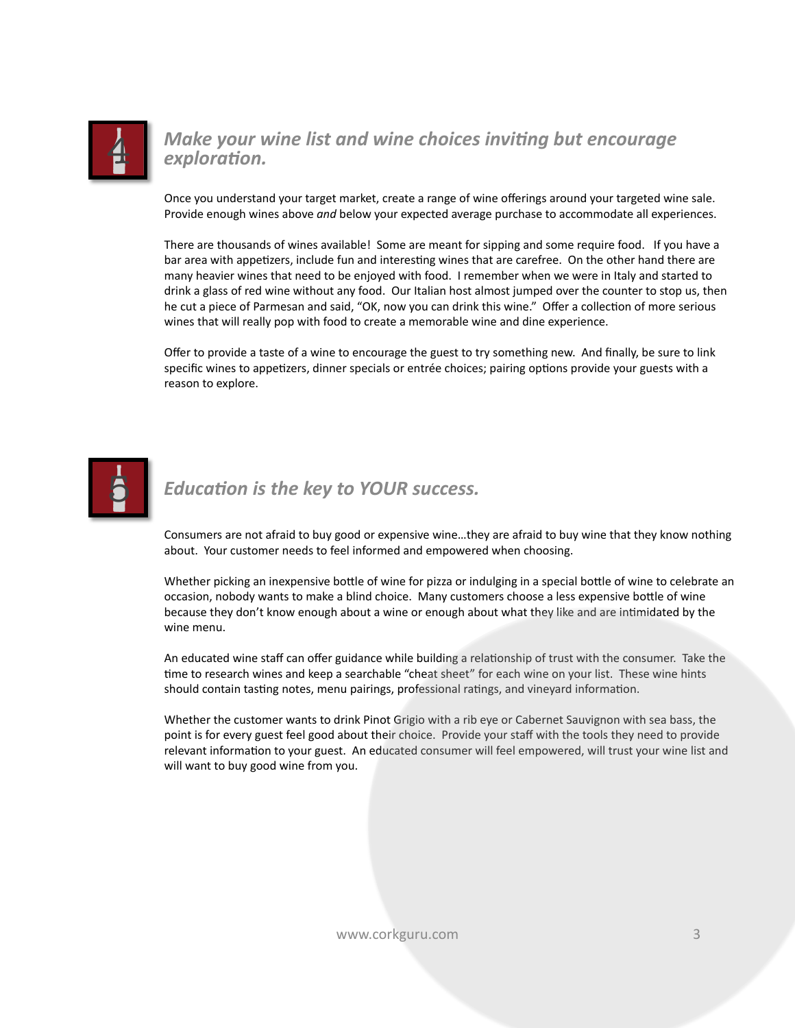## 4 Make your wine list and wine choices inviting but encourage exploration.

Once you understand your target market, create a range of wine offerings around your targeted wine sale. Provide enough wines above *and* below your expected average purchase to accommodate all experiences.

There are thousands of wines available! Some are meant for sipping and some require food. If you have a bar area with appetizers, include fun and interesting wines that are carefree. On the other hand there are many heavier wines that need to be enjoyed with food. I remember when we were in Italy and started to drink a glass of red wine without any food. Our Italian host almost jumped over the counter to stop us, then he cut a piece of Parmesan and said, "OK, now you can drink this wine." Offer a collection of more serious wines that will really pop with food to create a memorable wine and dine experience.

Offer to provide a taste of a wine to encourage the guest to try something new. And finally, be sure to link specific wines to appetizers, dinner specials or entrée choices; pairing options provide your guests with a reason to explore.

## 5 Education is the key to YOUR success.

Consumers are not afraid to buy good or expensive wine…they are afraid to buy wine that they know nothing about. Your customer needs to feel informed and empowered when choosing.

Whether picking an inexpensive bottle of wine for pizza or indulging in a special bottle of wine to celebrate an occasion, nobody wants to make a blind choice. Many customers choose a less expensive bottle of wine because they don't know enough about a wine or enough about what they like and are intimidated by the wine menu.

An educated wine staff can offer guidance while building a relationship of trust with the consumer. Take the time to research wines and keep a searchable "cheat sheet" for each wine on your list. These wine hints should contain tasting notes, menu pairings, professional ratings, and vineyard information.

Whether the customer wants to drink Pinot Grigio with a rib eye or Cabernet Sauvignon with sea bass, the point is for every guest feel good about their choice. Provide your staff with the tools they need to provide relevant information to your guest. An educated consumer will feel empowered, will trust your wine list and will want to buy good wine from you.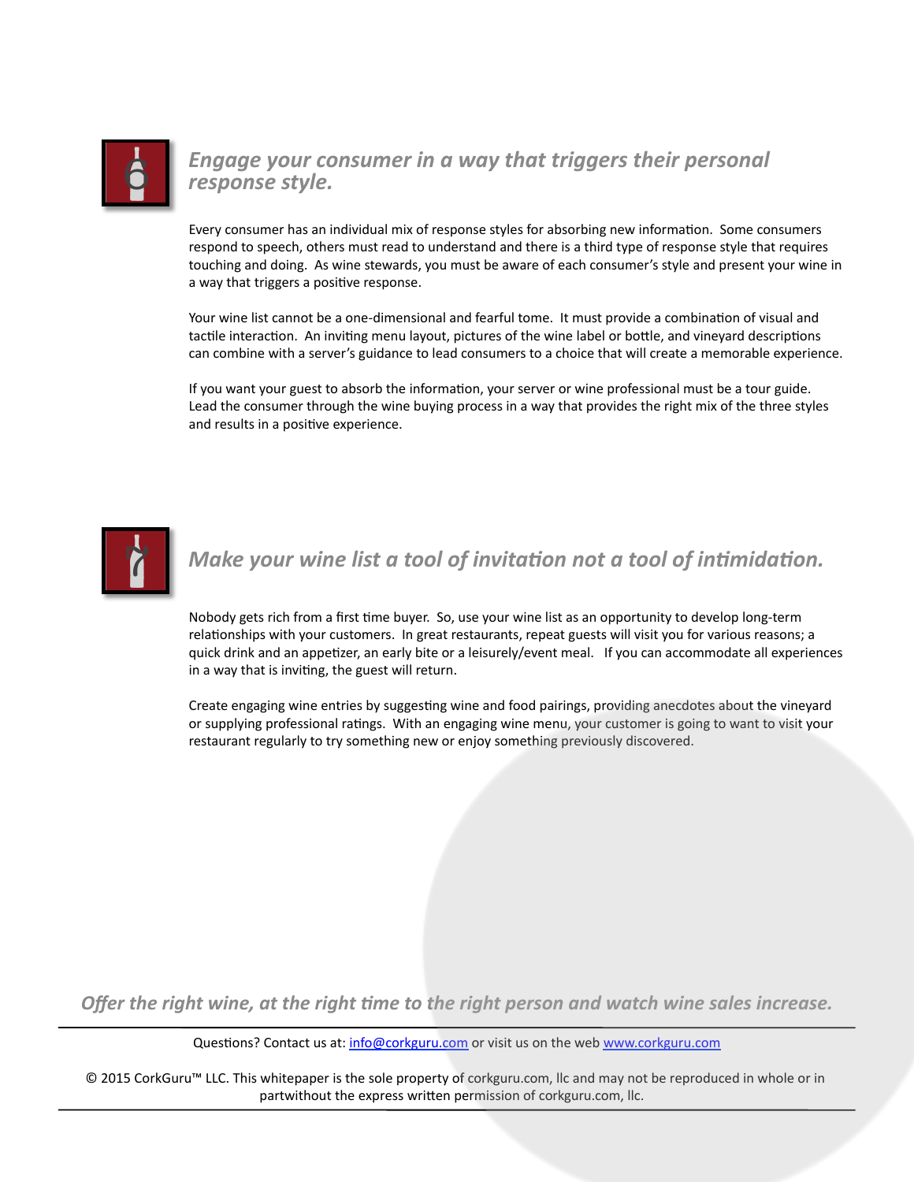## 6 Engage your consumer in a way that triggers their personal response style.

Every consumer has an individual mix of response styles for absorbing new information. Some consumers respond to speech, others must read to understand and there is a third type of response style that requires touching and doing. As wine stewards, you must be aware of each consumer's style and present your wine in a way that triggers a positive response.

Your wine list cannot be a one-dimensional and fearful tome. It must provide a combination of visual and tactile interaction. An inviting menu layout, pictures of the wine label or bottle, and vineyard descriptions can combine with a server's guidance to lead consumers to a choice that will create a memorable experience.

If you want your guest to absorb the information, your server or wine professional must be a tour guide. Lead the consumer through the wine buying process in a way that provides the right mix of the three styles and results in a positive experience.

## 7 Make your wine list a tool of invitation not a tool of intimidation.

Nobody gets rich from a first time buyer. So, use your wine list as an opportunity to develop long-term relationships with your customers. In great restaurants, repeat guests will visit you for various reasons; a quick drink and an appetizer, an early bite or a leisurely/event meal. If you can accommodate all experiences in a way that is inviting, the guest will return.

Create engaging wine entries by suggesting wine and food pairings, providing anecdotes about the vineyard or supplying professional ratings. With an engaging wine menu, your customer is going to want to visit your restaurant regularly to try something new or enjoy something previously discovered.

*Offer the right wine, at the right time to the right person and watch wine sales increase.*

---

Questions? Contact us at: [info@corkguru.com](mailto:info@corkguru.com) or visit us on the web [www.corkguru.com](http://www.corkguru.com)

© 2015 CorkGuru™ LLC. This whitepaper is the sole property of corkguru.com, llc and may not be reproduced in whole or in partwithout the express written permission of corkguru.com, llc.